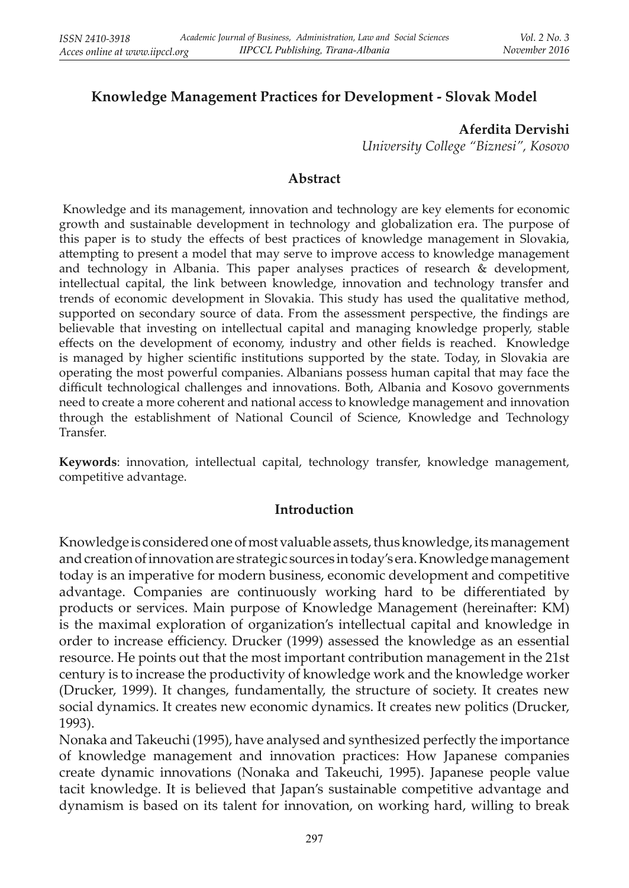# Knowledge Management Practices for Development - Slovak Model

**Aferdita Dervishi**
*University College "Biznesi", Kosovo*

## Abstract

Knowledge and its management, innovation and technology are key elements for economic growth and sustainable development in technology and globalization era. The purpose of this paper is to study the effects of best practices of knowledge management in Slovakia, attempting to present a model that may serve to improve access to knowledge management and technology in Albania. This paper analyses practices of research & development, intellectual capital, the link between knowledge, innovation and technology transfer and trends of economic development in Slovakia. This study has used the qualitative method, supported on secondary source of data. From the assessment perspective, the findings are believable that investing on intellectual capital and managing knowledge properly, stable effects on the development of economy, industry and other fields is reached. Knowledge is managed by higher scientific institutions supported by the state. Today, in Slovakia are operating the most powerful companies. Albanians possess human capital that may face the difficult technological challenges and innovations. Both, Albania and Kosovo governments need to create a more coherent and national access to knowledge management and innovation through the establishment of National Council of Science, Knowledge and Technology Transfer.

**Keywords**: innovation, intellectual capital, technology transfer, knowledge management, competitive advantage.

## Introduction

Knowledge is considered one of most valuable assets, thus knowledge, its management and creation of innovation are strategic sources in today's era. Knowledge management today is an imperative for modern business, economic development and competitive advantage. Companies are continuously working hard to be differentiated by products or services. Main purpose of Knowledge Management (hereinafter: KM) is the maximal exploration of organization's intellectual capital and knowledge in order to increase efficiency. Drucker (1999) assessed the knowledge as an essential resource. He points out that the most important contribution management in the 21st century is to increase the productivity of knowledge work and the knowledge worker (Drucker, 1999). It changes, fundamentally, the structure of society. It creates new social dynamics. It creates new economic dynamics. It creates new politics (Drucker, 1993).

Nonaka and Takeuchi (1995), have analysed and synthesized perfectly the importance of knowledge management and innovation practices: How Japanese companies create dynamic innovations (Nonaka and Takeuchi, 1995). Japanese people value tacit knowledge. It is believed that Japan's sustainable competitive advantage and dynamism is based on its talent for innovation, on working hard, willing to break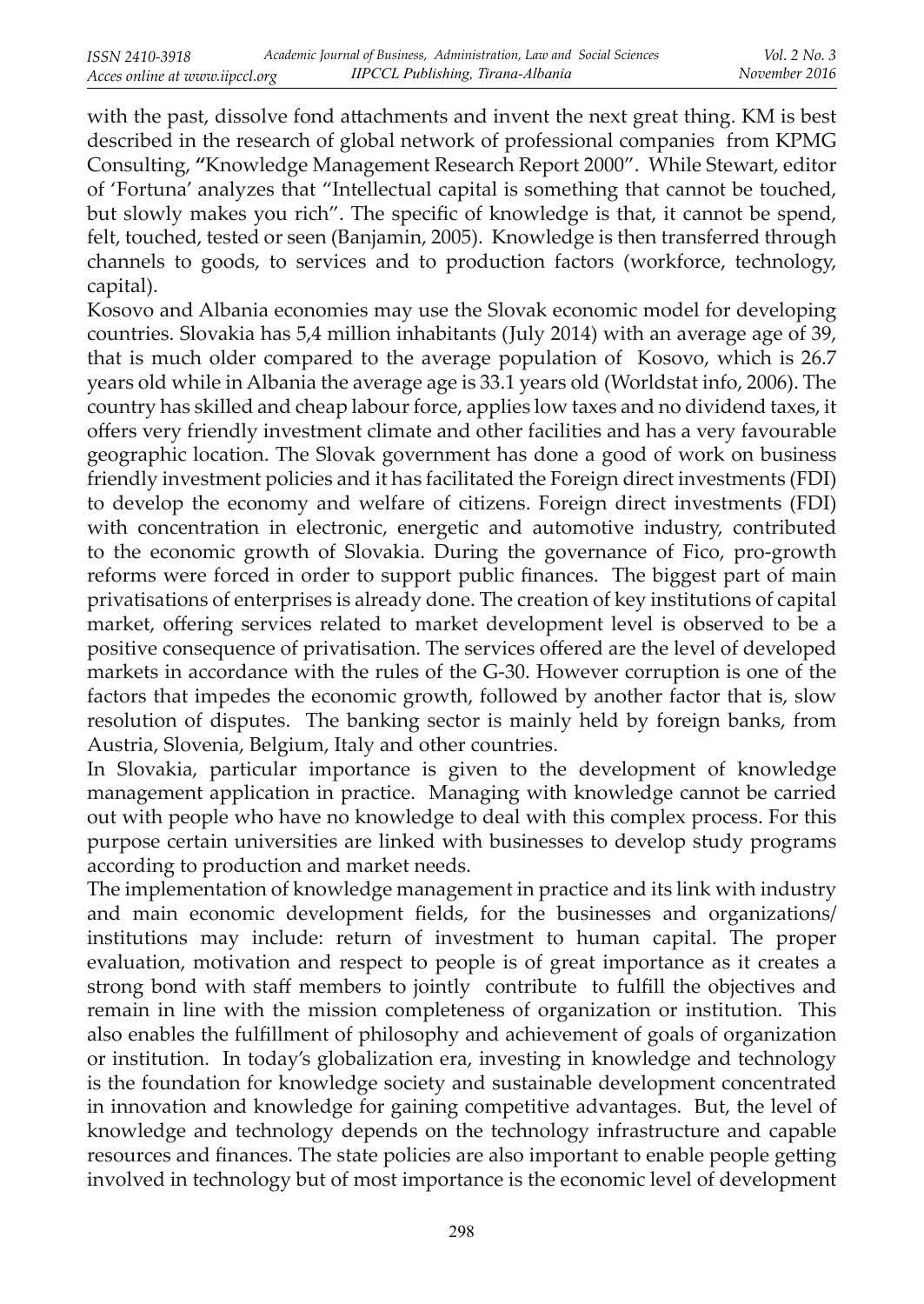with the past, dissolve fond attachments and invent the next great thing. KM is best described in the research of global network of professional companies from KPMG Consulting, **"**Knowledge Management Research Report 2000". While Stewart, editor of 'Fortuna' analyzes that "Intellectual capital is something that cannot be touched, but slowly makes you rich". The specific of knowledge is that, it cannot be spend, felt, touched, tested or seen (Banjamin, 2005). Knowledge is then transferred through channels to goods, to services and to production factors (workforce, technology, capital).

Kosovo and Albania economies may use the Slovak economic model for developing countries. Slovakia has 5,4 million inhabitants (July 2014) with an average age of 39, that is much older compared to the average population of Kosovo, which is 26.7 years old while in Albania the average age is 33.1 years old (Worldstat info, 2006). The country has skilled and cheap labour force, applies low taxes and no dividend taxes, it offers very friendly investment climate and other facilities and has a very favourable geographic location. The Slovak government has done a good of work on business friendly investment policies and it has facilitated the Foreign direct investments (FDI) to develop the economy and welfare of citizens. Foreign direct investments (FDI) with concentration in electronic, energetic and automotive industry, contributed to the economic growth of Slovakia. During the governance of Fico, pro-growth reforms were forced in order to support public finances. The biggest part of main privatisations of enterprises is already done. The creation of key institutions of capital market, offering services related to market development level is observed to be a positive consequence of privatisation. The services offered are the level of developed markets in accordance with the rules of the G-30. However corruption is one of the factors that impedes the economic growth, followed by another factor that is, slow resolution of disputes. The banking sector is mainly held by foreign banks, from Austria, Slovenia, Belgium, Italy and other countries.

In Slovakia, particular importance is given to the development of knowledge management application in practice. Managing with knowledge cannot be carried out with people who have no knowledge to deal with this complex process. For this purpose certain universities are linked with businesses to develop study programs according to production and market needs.

The implementation of knowledge management in practice and its link with industry and main economic development fields, for the businesses and organizations/institutions may include: return of investment to human capital. The proper evaluation, motivation and respect to people is of great importance as it creates a strong bond with staff members to jointly contribute to fulfill the objectives and remain in line with the mission completeness of organization or institution. This also enables the fulfillment of philosophy and achievement of goals of organization or institution. In today's globalization era, investing in knowledge and technology is the foundation for knowledge society and sustainable development concentrated in innovation and knowledge for gaining competitive advantages. But, the level of knowledge and technology depends on the technology infrastructure and capable resources and finances. The state policies are also important to enable people getting involved in technology but of most importance is the economic level of development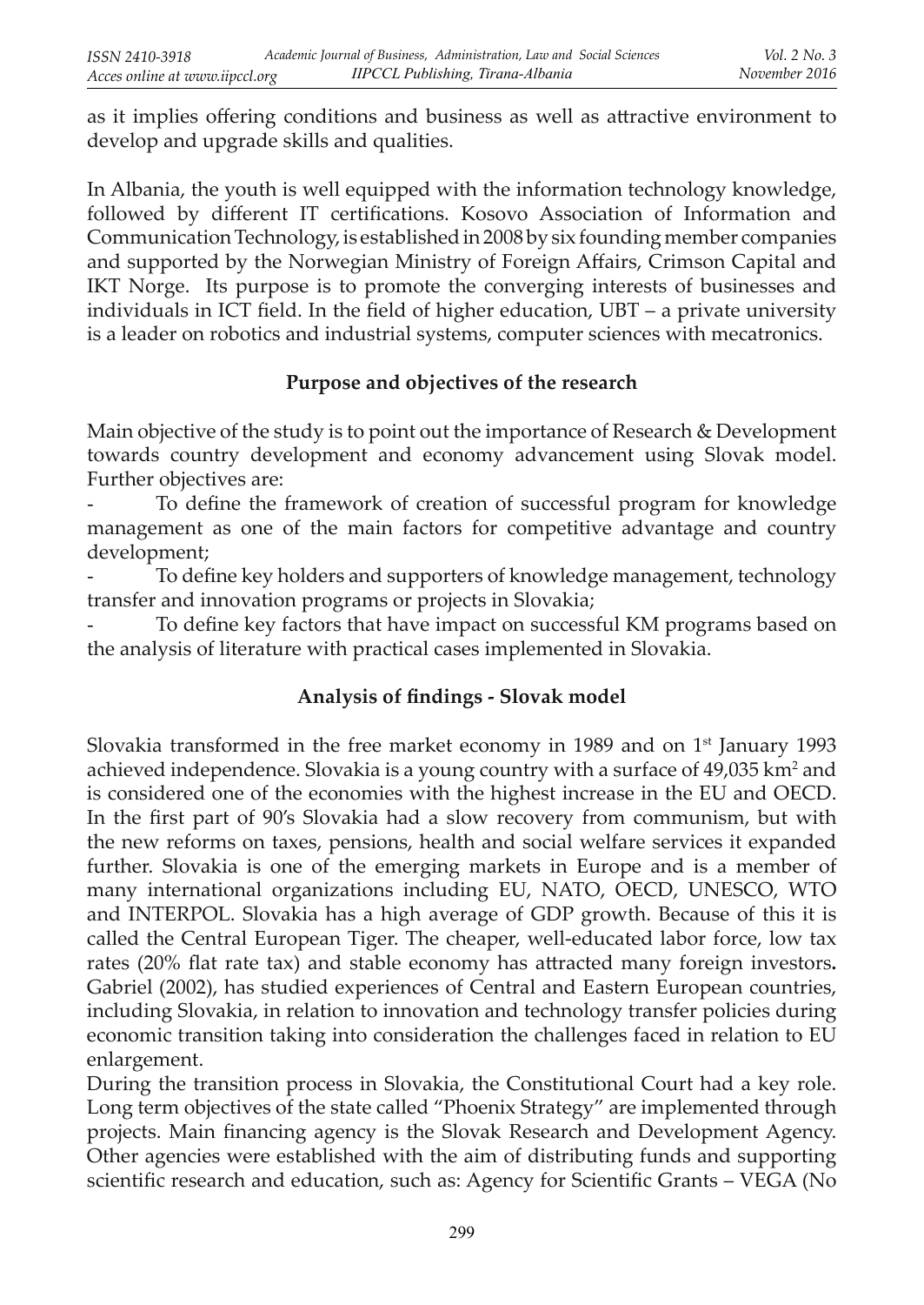as it implies offering conditions and business as well as attractive environment to develop and upgrade skills and qualities.

In Albania, the youth is well equipped with the information technology knowledge, followed by different IT certifications. Kosovo Association of Information and Communication Technology, is established in 2008 by six founding member companies and supported by the Norwegian Ministry of Foreign Affairs, Crimson Capital and IKT Norge. Its purpose is to promote the converging interests of businesses and individuals in ICT field. In the field of higher education, UBT – a private university is a leader on robotics and industrial systems, computer sciences with mecatronics.

**Purpose and objectives of the research**

Main objective of the study is to point out the importance of Research & Development towards country development and economy advancement using Slovak model. Further objectives are:

- To define the framework of creation of successful program for knowledge management as one of the main factors for competitive advantage and country development;
- To define key holders and supporters of knowledge management, technology transfer and innovation programs or projects in Slovakia;
- To define key factors that have impact on successful KM programs based on the analysis of literature with practical cases implemented in Slovakia.

**Analysis of findings - Slovak model**

Slovakia transformed in the free market economy in 1989 and on 1st January 1993 achieved independence. Slovakia is a young country with a surface of 49,035 km$^2$ and is considered one of the economies with the highest increase in the EU and OECD. In the first part of 90's Slovakia had a slow recovery from communism, but with the new reforms on taxes, pensions, health and social welfare services it expanded further. Slovakia is one of the emerging markets in Europe and is a member of many international organizations including EU, NATO, OECD, UNESCO, WTO and INTERPOL. Slovakia has a high average of GDP growth. Because of this it is called the Central European Tiger. The cheaper, well-educated labor force, low tax rates (20% flat rate tax) and stable economy has attracted many foreign investors**.** Gabriel (2002), has studied experiences of Central and Eastern European countries, including Slovakia, in relation to innovation and technology transfer policies during economic transition taking into consideration the challenges faced in relation to EU enlargement.

During the transition process in Slovakia, the Constitutional Court had a key role. Long term objectives of the state called "Phoenix Strategy" are implemented through projects. Main financing agency is the Slovak Research and Development Agency. Other agencies were established with the aim of distributing funds and supporting scientific research and education, such as: Agency for Scientific Grants – VEGA (No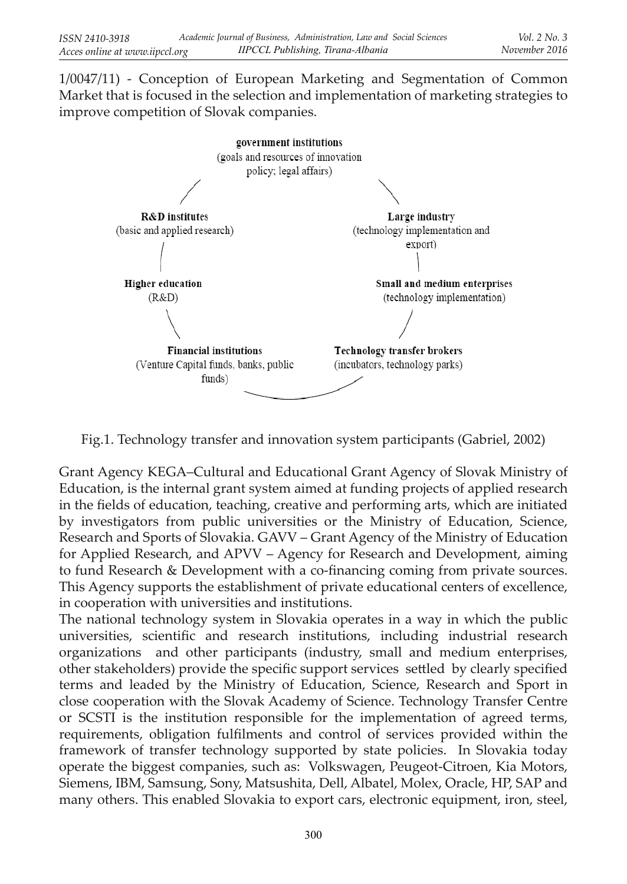1/0047/11) - Conception of European Marketing and Segmentation of Common Market that is focused in the selection and implementation of marketing strategies to improve competition of Slovak companies.

**government institutions**
(goals and resources of innovation policy; legal affairs)

**R&D institutes**
(basic and applied research)

**Large industry**
(technology implementation and export)

**Higher education**
(R&D)

**Small and medium enterprises**
(technology implementation)

**Financial institutions**
(Venture Capital funds, banks, public funds)

**Technology transfer brokers**
(incubators, technology parks)

Fig.1. Technology transfer and innovation system participants (Gabriel, 2002)

Grant Agency KEGA–Cultural and Educational Grant Agency of Slovak Ministry of Education, is the internal grant system aimed at funding projects of applied research in the fields of education, teaching, creative and performing arts, which are initiated by investigators from public universities or the Ministry of Education, Science, Research and Sports of Slovakia. GAVV – Grant Agency of the Ministry of Education for Applied Research, and APVV – Agency for Research and Development, aiming to fund Research & Development with a co-financing coming from private sources. This Agency supports the establishment of private educational centers of excellence, in cooperation with universities and institutions.

The national technology system in Slovakia operates in a way in which the public universities, scientific and research institutions, including industrial research organizations and other participants (industry, small and medium enterprises, other stakeholders) provide the specific support services settled by clearly specified terms and leaded by the Ministry of Education, Science, Research and Sport in close cooperation with the Slovak Academy of Science. Technology Transfer Centre or SCSTI is the institution responsible for the implementation of agreed terms, requirements, obligation fulfilments and control of services provided within the framework of transfer technology supported by state policies. In Slovakia today operate the biggest companies, such as: Volkswagen, Peugeot-Citroen, Kia Motors, Siemens, IBM, Samsung, Sony, Matsushita, Dell, Albatel, Molex, Oracle, HP, SAP and many others. This enabled Slovakia to export cars, electronic equipment, iron, steel,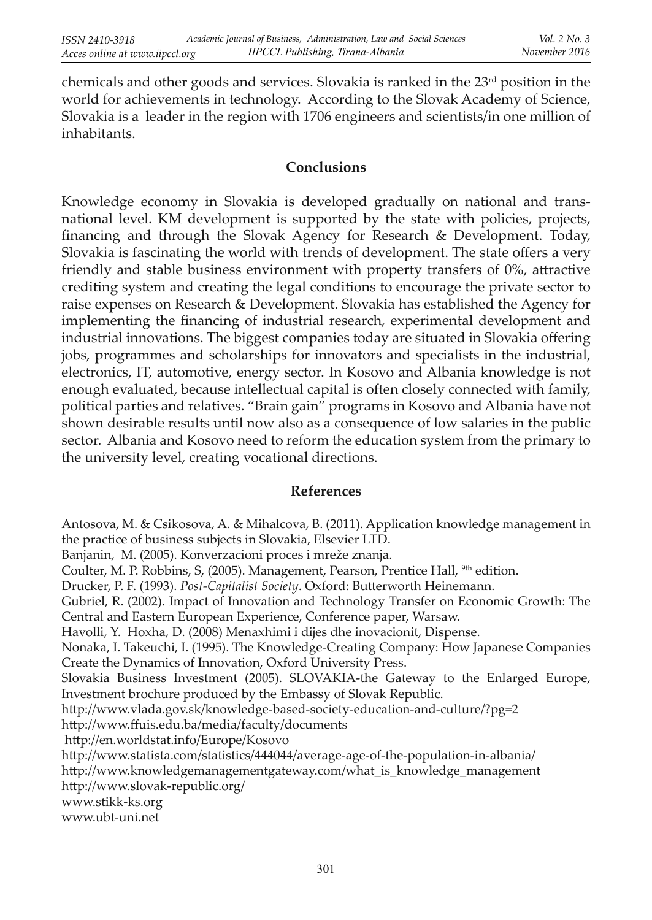chemicals and other goods and services. Slovakia is ranked in the 23rd position in the world for achievements in technology. According to the Slovak Academy of Science, Slovakia is a leader in the region with 1706 engineers and scientists/in one million of inhabitants.

## Conclusions

Knowledge economy in Slovakia is developed gradually on national and trans-national level. KM development is supported by the state with policies, projects, financing and through the Slovak Agency for Research & Development. Today, Slovakia is fascinating the world with trends of development. The state offers a very friendly and stable business environment with property transfers of 0%, attractive crediting system and creating the legal conditions to encourage the private sector to raise expenses on Research & Development. Slovakia has established the Agency for implementing the financing of industrial research, experimental development and industrial innovations. The biggest companies today are situated in Slovakia offering jobs, programmes and scholarships for innovators and specialists in the industrial, electronics, IT, automotive, energy sector. In Kosovo and Albania knowledge is not enough evaluated, because intellectual capital is often closely connected with family, political parties and relatives. "Brain gain" programs in Kosovo and Albania have not shown desirable results until now also as a consequence of low salaries in the public sector. Albania and Kosovo need to reform the education system from the primary to the university level, creating vocational directions.

## References

Antosova, M. & Csikosova, A. & Mihalcova, B. (2011). Application knowledge management in the practice of business subjects in Slovakia, Elsevier LTD.

Banjanin, M. (2005). Konverzacioni proces i mreže znanja.

Coulter, M. P. Robbins, S, (2005). Management, Pearson, Prentice Hall, 9th edition.

Drucker, P. F. (1993). *Post-Capitalist Society*. Oxford: Butterworth Heinemann.

Gubriel, R. (2002). Impact of Innovation and Technology Transfer on Economic Growth: The Central and Eastern European Experience, Conference paper, Warsaw.

Havolli, Y. Hoxha, D. (2008) Menaxhimi i dijes dhe inovacionit, Dispense.

Nonaka, I. Takeuchi, I. (1995). The Knowledge-Creating Company: How Japanese Companies Create the Dynamics of Innovation, Oxford University Press.

Slovakia Business Investment (2005). SLOVAKIA-the Gateway to the Enlarged Europe, Investment brochure produced by the Embassy of Slovak Republic.

http://www.vlada.gov.sk/knowledge-based-society-education-and-culture/?pg=2

http://www.ffuis.edu.ba/media/faculty/documents

http://en.worldstat.info/Europe/Kosovo

http://www.statista.com/statistics/444044/average-age-of-the-population-in-albania/

http://www.knowledgemanagementgateway.com/what_is_knowledge_management

http://www.slovak-republic.org/

www.stikk-ks.org

www.ubt-uni.net